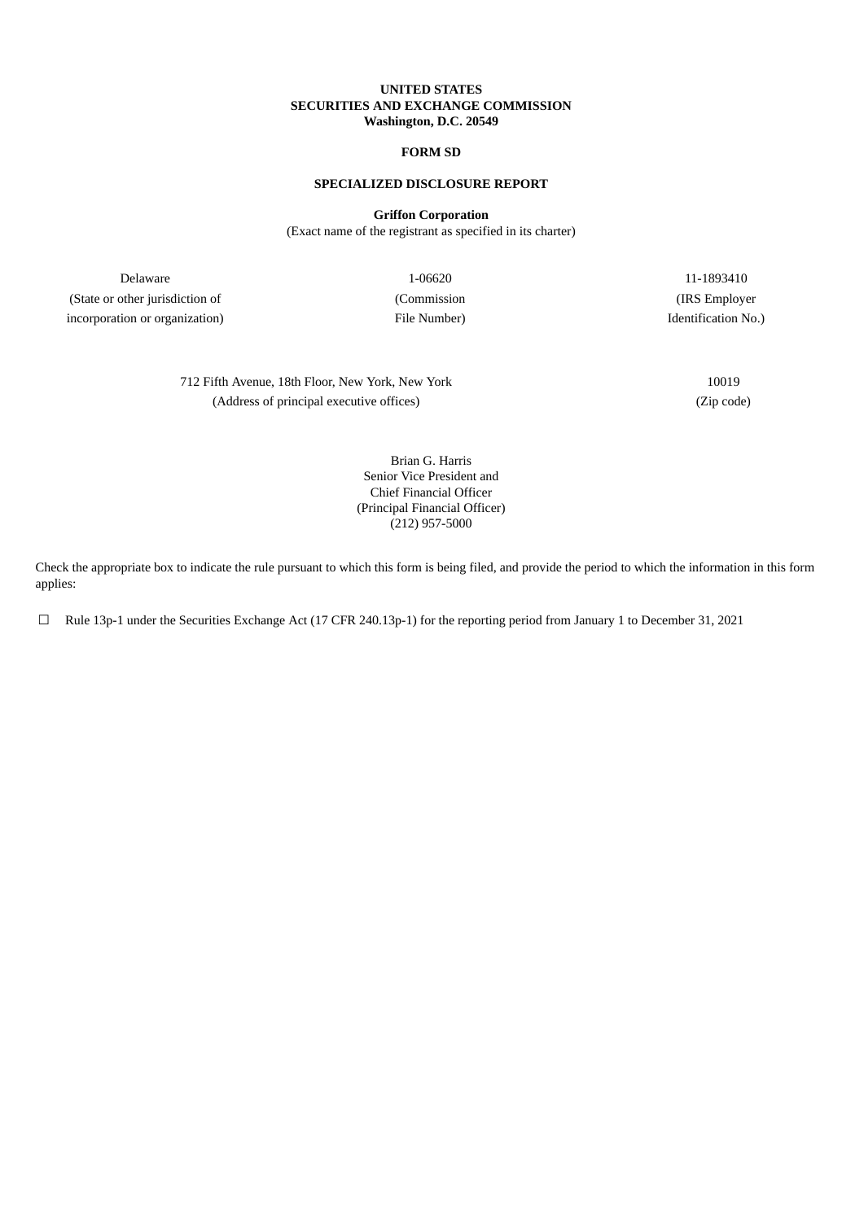**UNITED STATES**
**SECURITIES AND EXCHANGE COMMISSION**
**Washington, D.C. 20549**

**FORM SD**

**SPECIALIZED DISCLOSURE REPORT**

**Griffon Corporation**
(Exact name of the registrant as specified in its charter)

| Delaware | 1-06620 | 11-1893410 |
|---|---|---|
| (State or other jurisdiction of incorporation or organization) | (Commission File Number) | (IRS Employer Identification No.) |

| 712 Fifth Avenue, 18th Floor, New York, New York | 10019 |
|---|---|
| (Address of principal executive offices) | (Zip code) |

Brian G. Harris
Senior Vice President and
Chief Financial Officer
(Principal Financial Officer)
(212) 957-5000

Check the appropriate box to indicate the rule pursuant to which this form is being filed, and provide the period to which the information in this form applies:

☐ Rule 13p-1 under the Securities Exchange Act (17 CFR 240.13p-1) for the reporting period from January 1 to December 31, 2021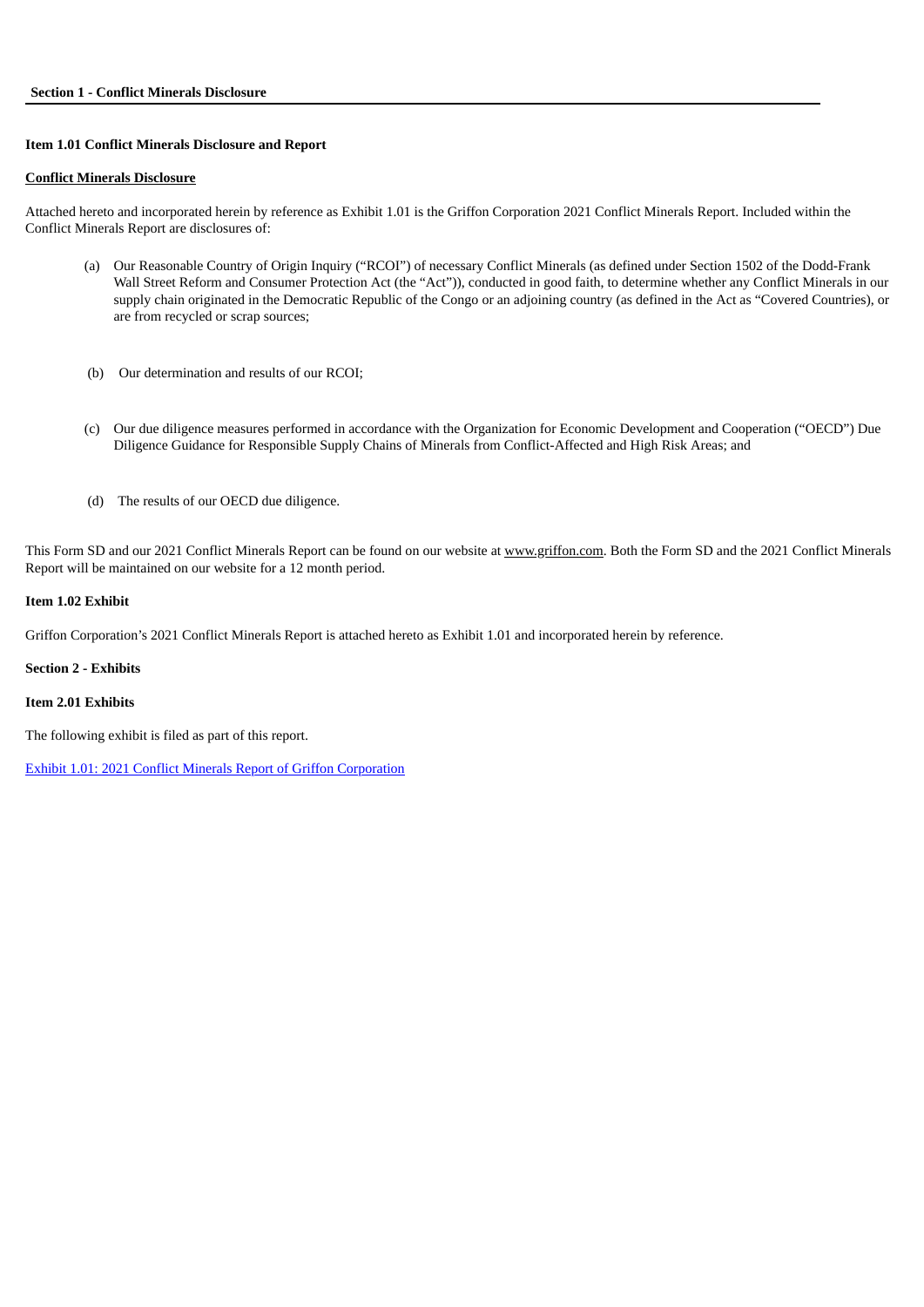**Section 1 - Conflict Minerals Disclosure**

**Item 1.01 Conflict Minerals Disclosure and Report**

**Conflict Minerals Disclosure**

Attached hereto and incorporated herein by reference as Exhibit 1.01 is the Griffon Corporation 2021 Conflict Minerals Report. Included within the Conflict Minerals Report are disclosures of:

(a) Our Reasonable Country of Origin Inquiry ("RCOI") of necessary Conflict Minerals (as defined under Section 1502 of the Dodd-Frank Wall Street Reform and Consumer Protection Act (the "Act")), conducted in good faith, to determine whether any Conflict Minerals in our supply chain originated in the Democratic Republic of the Congo or an adjoining country (as defined in the Act as "Covered Countries), or are from recycled or scrap sources;

(b) Our determination and results of our RCOI;

(c) Our due diligence measures performed in accordance with the Organization for Economic Development and Cooperation ("OECD") Due Diligence Guidance for Responsible Supply Chains of Minerals from Conflict-Affected and High Risk Areas; and

(d) The results of our OECD due diligence.

This Form SD and our 2021 Conflict Minerals Report can be found on our website at www.griffon.com. Both the Form SD and the 2021 Conflict Minerals Report will be maintained on our website for a 12 month period.

**Item 1.02 Exhibit**

Griffon Corporation's 2021 Conflict Minerals Report is attached hereto as Exhibit 1.01 and incorporated herein by reference.

**Section 2 - Exhibits**

**Item 2.01 Exhibits**

The following exhibit is filed as part of this report.

Exhibit 1.01: 2021 Conflict Minerals Report of Griffon Corporation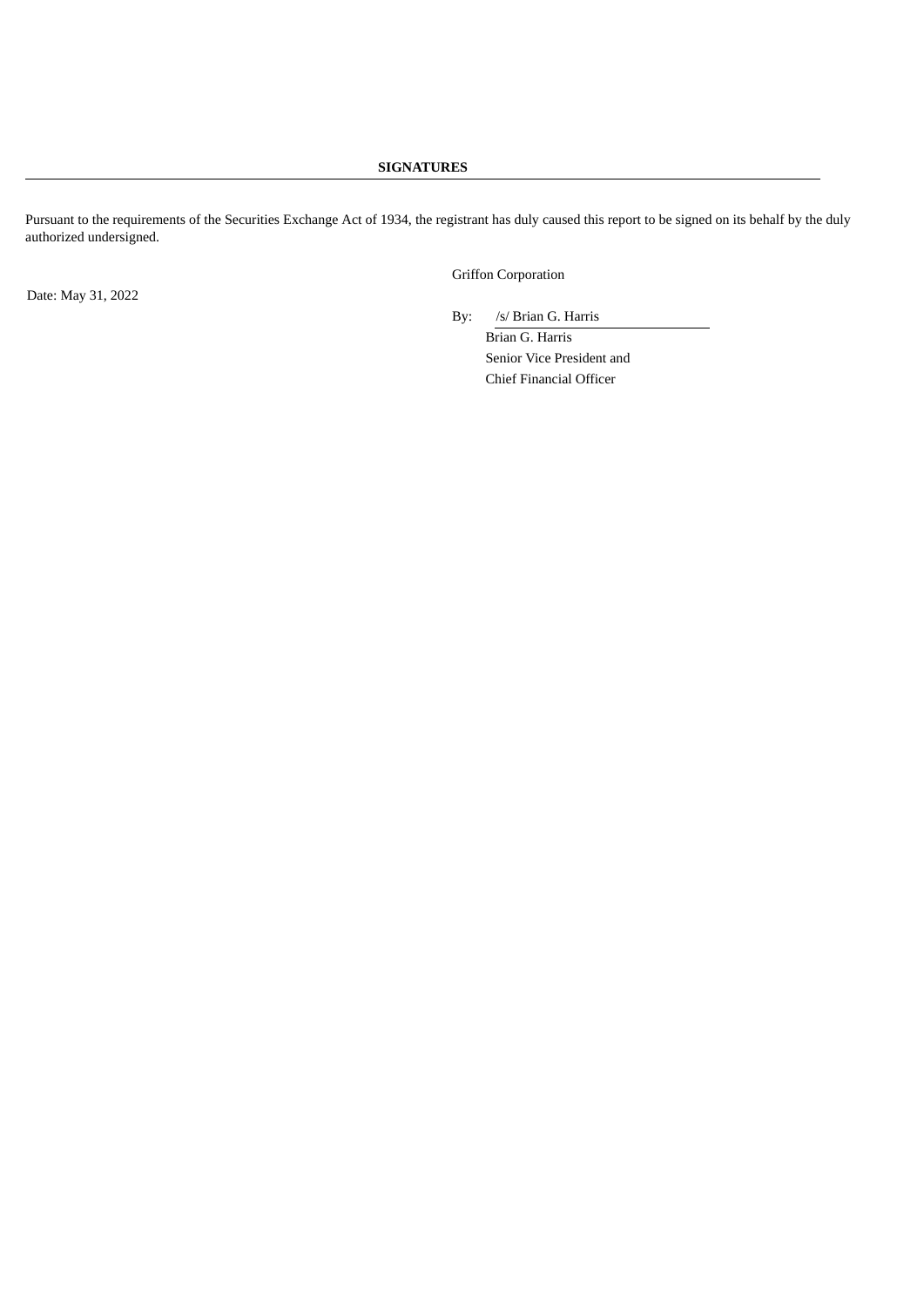**SIGNATURES**

---

Pursuant to the requirements of the Securities Exchange Act of 1934, the registrant has duly caused this report to be signed on its behalf by the duly authorized undersigned.

Griffon Corporation

Date: May 31, 2022

By: /s/ Brian G. Harris

Brian G. Harris
Senior Vice President and
Chief Financial Officer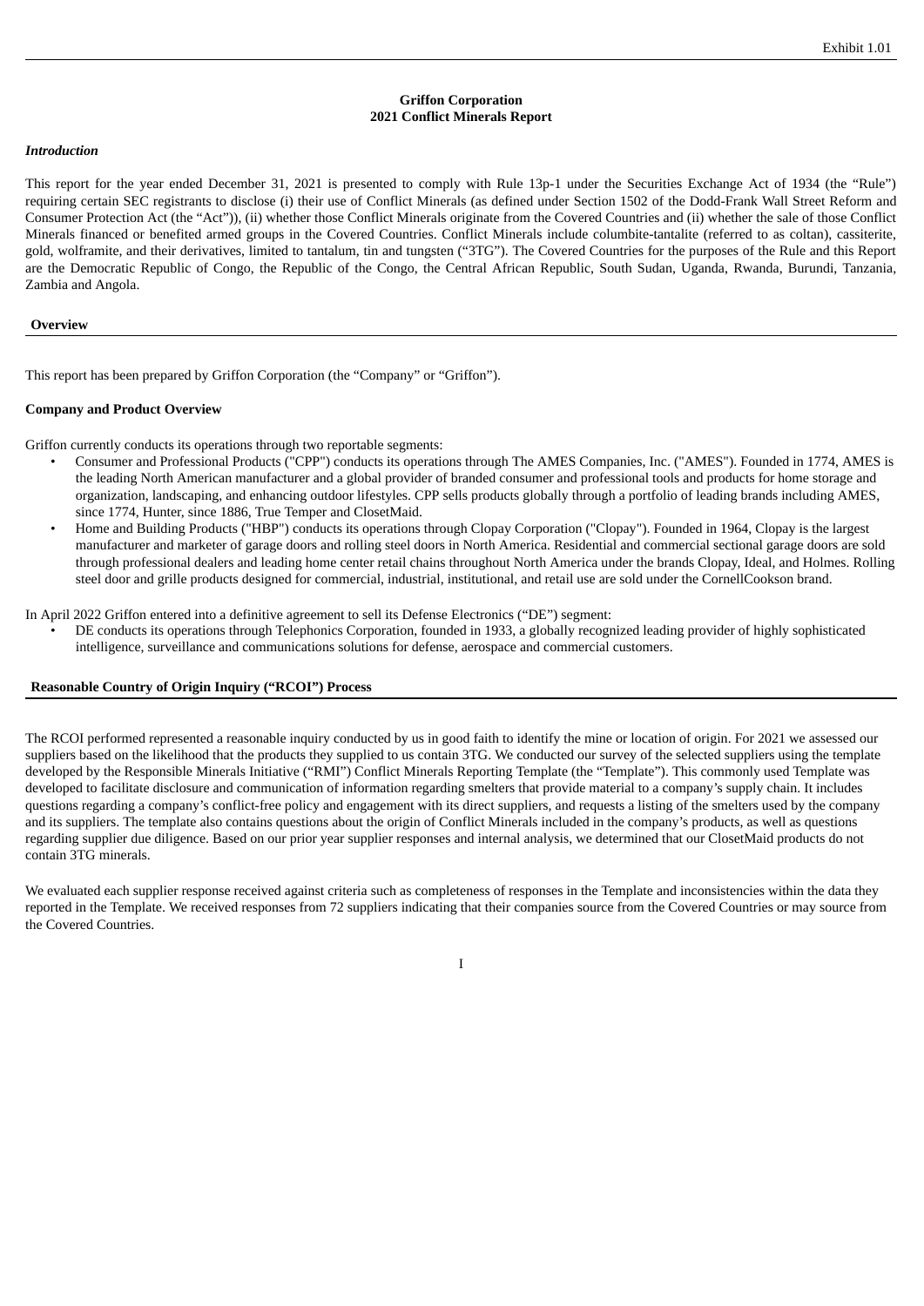Exhibit 1.01

**Griffon Corporation**
**2021 Conflict Minerals Report**

***Introduction***

This report for the year ended December 31, 2021 is presented to comply with Rule 13p-1 under the Securities Exchange Act of 1934 (the "Rule") requiring certain SEC registrants to disclose (i) their use of Conflict Minerals (as defined under Section 1502 of the Dodd-Frank Wall Street Reform and Consumer Protection Act (the "Act")), (ii) whether those Conflict Minerals originate from the Covered Countries and (ii) whether the sale of those Conflict Minerals financed or benefited armed groups in the Covered Countries. Conflict Minerals include columbite-tantalite (referred to as coltan), cassiterite, gold, wolframite, and their derivatives, limited to tantalum, tin and tungsten ("3TG"). The Covered Countries for the purposes of the Rule and this Report are the Democratic Republic of Congo, the Republic of the Congo, the Central African Republic, South Sudan, Uganda, Rwanda, Burundi, Tanzania, Zambia and Angola.

## Overview

This report has been prepared by Griffon Corporation (the "Company" or "Griffon").

**Company and Product Overview**

Griffon currently conducts its operations through two reportable segments:

- Consumer and Professional Products ("CPP") conducts its operations through The AMES Companies, Inc. ("AMES"). Founded in 1774, AMES is the leading North American manufacturer and a global provider of branded consumer and professional tools and products for home storage and organization, landscaping, and enhancing outdoor lifestyles. CPP sells products globally through a portfolio of leading brands including AMES, since 1774, Hunter, since 1886, True Temper and ClosetMaid.
- Home and Building Products ("HBP") conducts its operations through Clopay Corporation ("Clopay"). Founded in 1964, Clopay is the largest manufacturer and marketer of garage doors and rolling steel doors in North America. Residential and commercial sectional garage doors are sold through professional dealers and leading home center retail chains throughout North America under the brands Clopay, Ideal, and Holmes. Rolling steel door and grille products designed for commercial, industrial, institutional, and retail use are sold under the CornellCookson brand.

In April 2022 Griffon entered into a definitive agreement to sell its Defense Electronics ("DE") segment:

- DE conducts its operations through Telephonics Corporation, founded in 1933, a globally recognized leading provider of highly sophisticated intelligence, surveillance and communications solutions for defense, aerospace and commercial customers.

## Reasonable Country of Origin Inquiry ("RCOI") Process

The RCOI performed represented a reasonable inquiry conducted by us in good faith to identify the mine or location of origin. For 2021 we assessed our suppliers based on the likelihood that the products they supplied to us contain 3TG. We conducted our survey of the selected suppliers using the template developed by the Responsible Minerals Initiative ("RMI") Conflict Minerals Reporting Template (the "Template"). This commonly used Template was developed to facilitate disclosure and communication of information regarding smelters that provide material to a company's supply chain. It includes questions regarding a company's conflict-free policy and engagement with its direct suppliers, and requests a listing of the smelters used by the company and its suppliers. The template also contains questions about the origin of Conflict Minerals included in the company's products, as well as questions regarding supplier due diligence. Based on our prior year supplier responses and internal analysis, we determined that our ClosetMaid products do not contain 3TG minerals.

We evaluated each supplier response received against criteria such as completeness of responses in the Template and inconsistencies within the data they reported in the Template. We received responses from 72 suppliers indicating that their companies source from the Covered Countries or may source from the Covered Countries.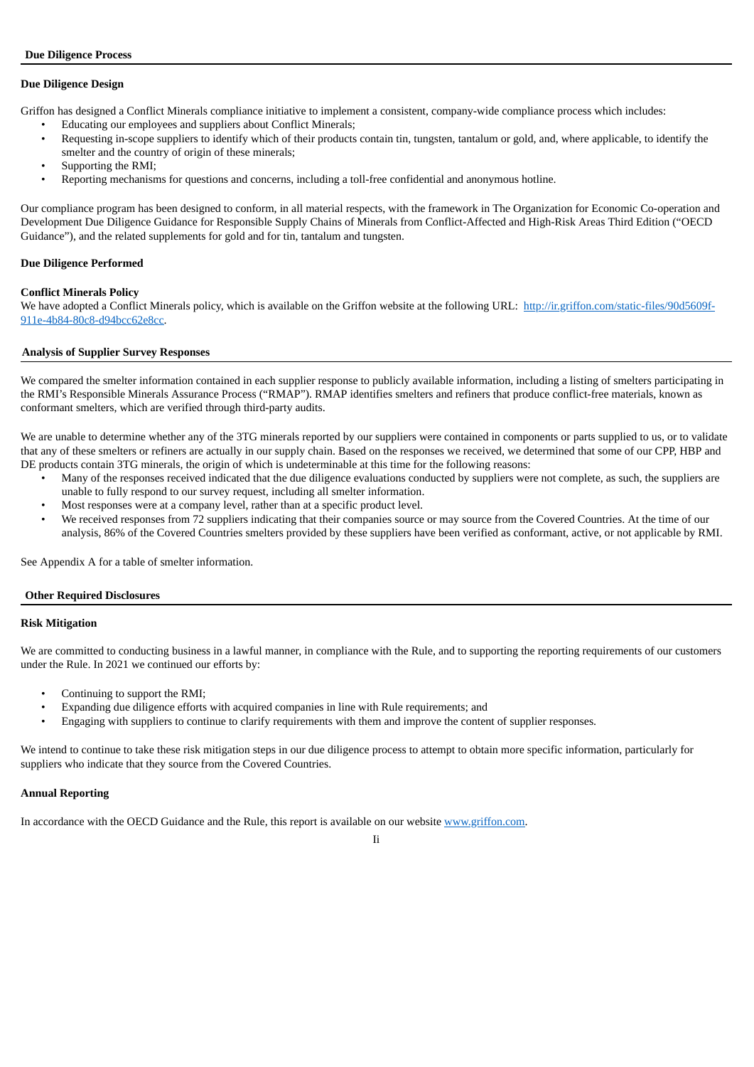## Due Diligence Process

### Due Diligence Design

Griffon has designed a Conflict Minerals compliance initiative to implement a consistent, company-wide compliance process which includes:

- Educating our employees and suppliers about Conflict Minerals;
- Requesting in-scope suppliers to identify which of their products contain tin, tungsten, tantalum or gold, and, where applicable, to identify the smelter and the country of origin of these minerals;
- Supporting the RMI;
- Reporting mechanisms for questions and concerns, including a toll-free confidential and anonymous hotline.

Our compliance program has been designed to conform, in all material respects, with the framework in The Organization for Economic Co-operation and Development Due Diligence Guidance for Responsible Supply Chains of Minerals from Conflict-Affected and High-Risk Areas Third Edition ("OECD Guidance"), and the related supplements for gold and for tin, tantalum and tungsten.

### Due Diligence Performed

**Conflict Minerals Policy**

We have adopted a Conflict Minerals policy, which is available on the Griffon website at the following URL: [http://ir.griffon.com/static-files/90d5609f-911e-4b84-80c8-d94bcc62e8cc](http://ir.griffon.com/static-files/90d5609f-911e-4b84-80c8-d94bcc62e8cc).

## Analysis of Supplier Survey Responses

We compared the smelter information contained in each supplier response to publicly available information, including a listing of smelters participating in the RMI's Responsible Minerals Assurance Process ("RMAP"). RMAP identifies smelters and refiners that produce conflict-free materials, known as conformant smelters, which are verified through third-party audits.

We are unable to determine whether any of the 3TG minerals reported by our suppliers were contained in components or parts supplied to us, or to validate that any of these smelters or refiners are actually in our supply chain. Based on the responses we received, we determined that some of our CPP, HBP and DE products contain 3TG minerals, the origin of which is undeterminable at this time for the following reasons:

- Many of the responses received indicated that the due diligence evaluations conducted by suppliers were not complete, as such, the suppliers are unable to fully respond to our survey request, including all smelter information.
- Most responses were at a company level, rather than at a specific product level.
- We received responses from 72 suppliers indicating that their companies source or may source from the Covered Countries. At the time of our analysis, 86% of the Covered Countries smelters provided by these suppliers have been verified as conformant, active, or not applicable by RMI.

See Appendix A for a table of smelter information.

## Other Required Disclosures

### Risk Mitigation

We are committed to conducting business in a lawful manner, in compliance with the Rule, and to supporting the reporting requirements of our customers under the Rule. In 2021 we continued our efforts by:

- Continuing to support the RMI;
- Expanding due diligence efforts with acquired companies in line with Rule requirements; and
- Engaging with suppliers to continue to clarify requirements with them and improve the content of supplier responses.

We intend to continue to take these risk mitigation steps in our due diligence process to attempt to obtain more specific information, particularly for suppliers who indicate that they source from the Covered Countries.

### Annual Reporting

In accordance with the OECD Guidance and the Rule, this report is available on our website [www.griffon.com](www.griffon.com).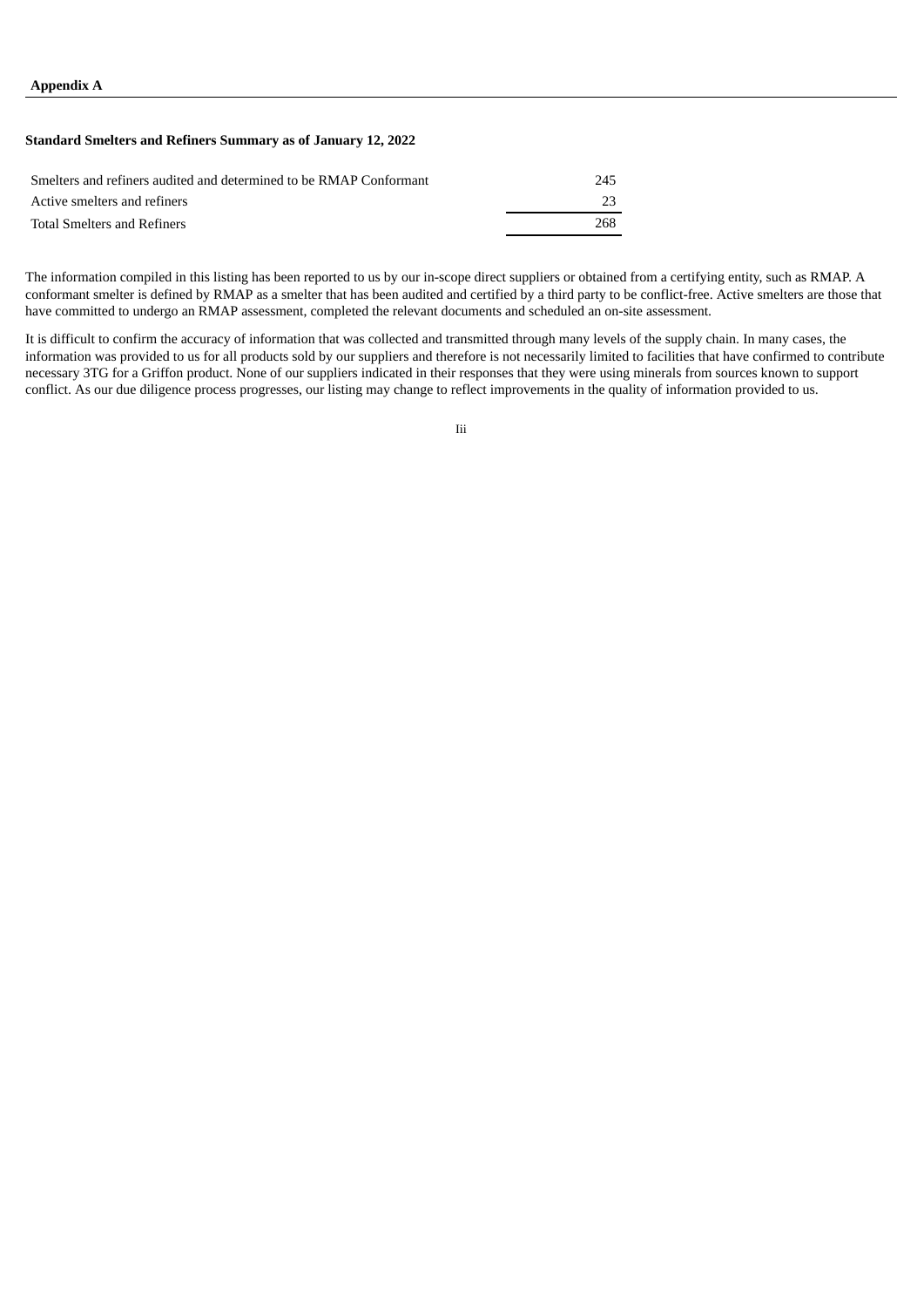**Appendix A**

**Standard Smelters and Refiners Summary as of January 12, 2022**

| | |
|---|---|
| Smelters and refiners audited and determined to be RMAP Conformant | 245 |
| Active smelters and refiners | 23 |
| Total Smelters and Refiners | 268 |

The information compiled in this listing has been reported to us by our in-scope direct suppliers or obtained from a certifying entity, such as RMAP. A conformant smelter is defined by RMAP as a smelter that has been audited and certified by a third party to be conflict-free. Active smelters are those that have committed to undergo an RMAP assessment, completed the relevant documents and scheduled an on-site assessment.

It is difficult to confirm the accuracy of information that was collected and transmitted through many levels of the supply chain. In many cases, the information was provided to us for all products sold by our suppliers and therefore is not necessarily limited to facilities that have confirmed to contribute necessary 3TG for a Griffon product. None of our suppliers indicated in their responses that they were using minerals from sources known to support conflict. As our due diligence process progresses, our listing may change to reflect improvements in the quality of information provided to us.